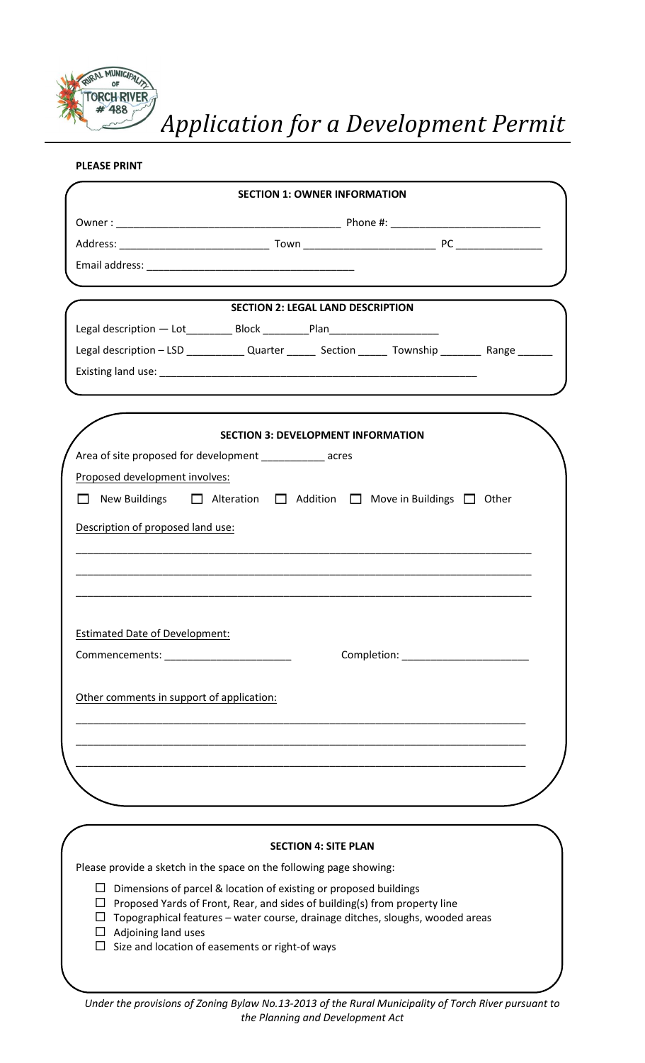RURAL MUNICIPALITY OF TORCH RIVER # 488

# Application for a Development Permit

**PLEASE PRINT**

## SECTION 1: OWNER INFORMATION

Owner : ______________________________________ Phone #: _________________________

Address: _________________________ Town ______________________ PC _______________

Email address: ___________________________________

## SECTION 2: LEGAL LAND DESCRIPTION

Legal description — Lot________ Block ________Plan___________________

Legal description – LSD __________ Quarter _____ Section _____ Township _______ Range ______

Existing land use: ________________________________________________________

## SECTION 3: DEVELOPMENT INFORMATION

Area of site proposed for development ___________ acres

Proposed development involves:

☐ New Buildings ☐ Alteration ☐ Addition ☐ Move in Buildings ☐ Other

Description of proposed land use:

_____________________________________________________________________________

_____________________________________________________________________________

_____________________________________________________________________________

Estimated Date of Development:

Commencements: _____________________ Completion: _____________________

Other comments in support of application:

_____________________________________________________________________________

_____________________________________________________________________________

_____________________________________________________________________________

## SECTION 4: SITE PLAN

Please provide a sketch in the space on the following page showing:

- ☐ Dimensions of parcel & location of existing or proposed buildings
- ☐ Proposed Yards of Front, Rear, and sides of building(s) from property line
- ☐ Topographical features – water course, drainage ditches, sloughs, wooded areas
- ☐ Adjoining land uses
- ☐ Size and location of easements or right-of ways

*Under the provisions of Zoning Bylaw No.13-2013 of the Rural Municipality of Torch River pursuant to the Planning and Development Act*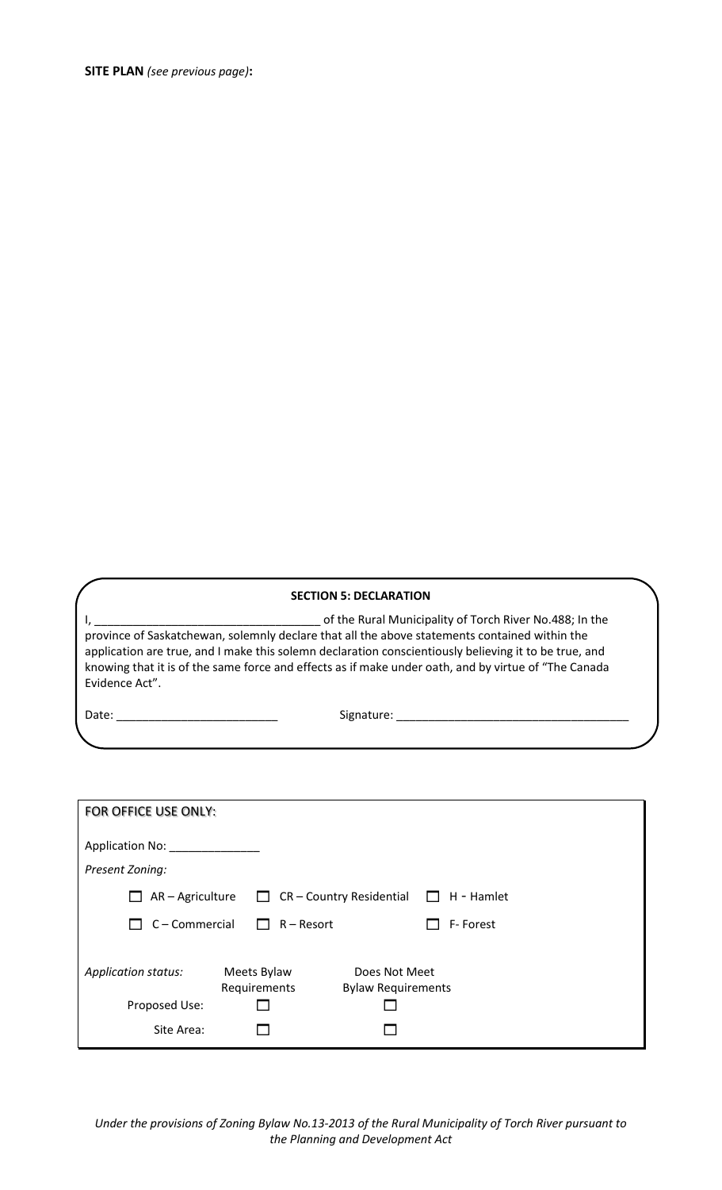**SITE PLAN** *(see previous page)***:**

**SECTION 5: DECLARATION**

I, ___________________________________ of the Rural Municipality of Torch River No.488; In the province of Saskatchewan, solemnly declare that all the above statements contained within the application are true, and I make this solemn declaration conscientiously believing it to be true, and knowing that it is of the same force and effects as if make under oath, and by virtue of "The Canada Evidence Act".

Date: _________________________ Signature: ____________________________________

FOR OFFICE USE ONLY:

Application No: ______________

*Present Zoning:*

☐ AR – Agriculture ☐ CR – Country Residential ☐ H - Hamlet

☐ C – Commercial ☐ R – Resort ☐ F- Forest

| *Application status:* | Meets Bylaw Requirements | Does Not Meet Bylaw Requirements |
|---|---|---|
| Proposed Use: | ☐ | ☐ |
| Site Area: | ☐ | ☐ |

*Under the provisions of Zoning Bylaw No.13-2013 of the Rural Municipality of Torch River pursuant to the Planning and Development Act*